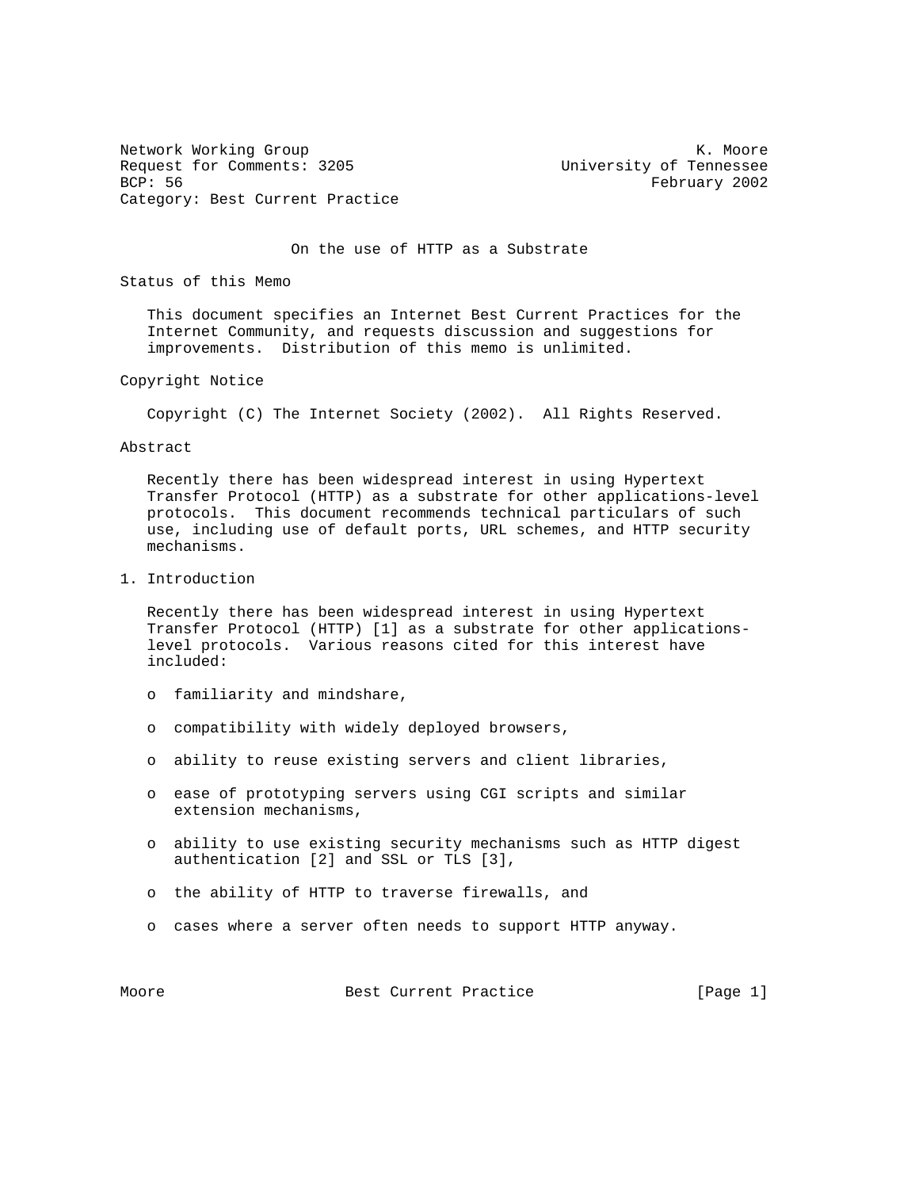Network Working Group K. Moore
Request for Comments: 3205 University of Tennessee
BCP: 56 February 2002
Category: Best Current Practice

# On the use of HTTP as a Substrate

## Status of this Memo

This document specifies an Internet Best Current Practices for the Internet Community, and requests discussion and suggestions for improvements. Distribution of this memo is unlimited.

## Copyright Notice

Copyright (C) The Internet Society (2002). All Rights Reserved.

## Abstract

Recently there has been widespread interest in using Hypertext Transfer Protocol (HTTP) as a substrate for other applications-level protocols. This document recommends technical particulars of such use, including use of default ports, URL schemes, and HTTP security mechanisms.

## 1. Introduction

Recently there has been widespread interest in using Hypertext Transfer Protocol (HTTP) [1] as a substrate for other applications-level protocols. Various reasons cited for this interest have included:

- familiarity and mindshare,
- compatibility with widely deployed browsers,
- ability to reuse existing servers and client libraries,
- ease of prototyping servers using CGI scripts and similar extension mechanisms,
- ability to use existing security mechanisms such as HTTP digest authentication [2] and SSL or TLS [3],
- the ability of HTTP to traverse firewalls, and
- cases where a server often needs to support HTTP anyway.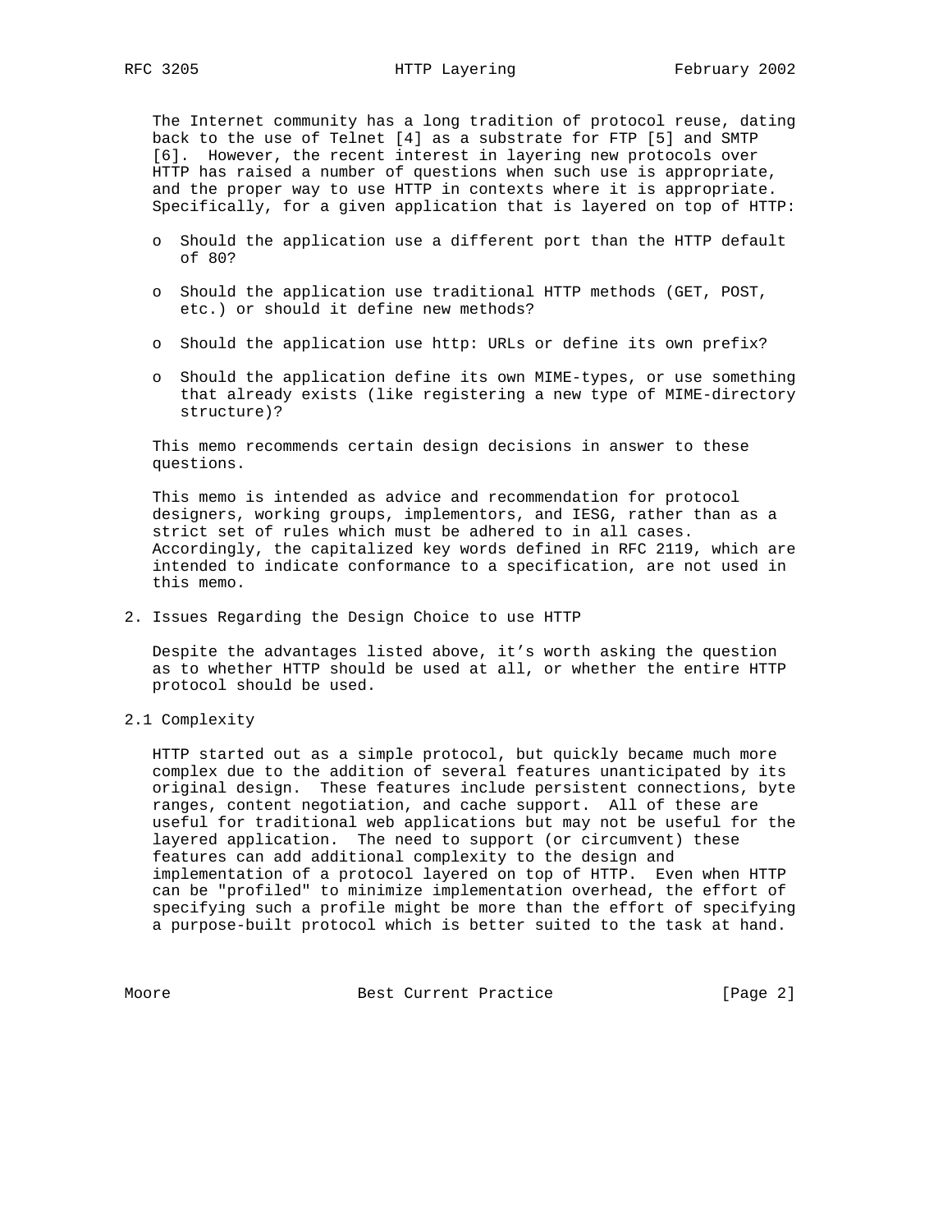The Internet community has a long tradition of protocol reuse, dating back to the use of Telnet [4] as a substrate for FTP [5] and SMTP [6]. However, the recent interest in layering new protocols over HTTP has raised a number of questions when such use is appropriate, and the proper way to use HTTP in contexts where it is appropriate. Specifically, for a given application that is layered on top of HTTP:

- Should the application use a different port than the HTTP default of 80?
- Should the application use traditional HTTP methods (GET, POST, etc.) or should it define new methods?
- Should the application use http: URLs or define its own prefix?
- Should the application define its own MIME-types, or use something that already exists (like registering a new type of MIME-directory structure)?

This memo recommends certain design decisions in answer to these questions.

This memo is intended as advice and recommendation for protocol designers, working groups, implementors, and IESG, rather than as a strict set of rules which must be adhered to in all cases. Accordingly, the capitalized key words defined in RFC 2119, which are intended to indicate conformance to a specification, are not used in this memo.

## 2. Issues Regarding the Design Choice to use HTTP

Despite the advantages listed above, it's worth asking the question as to whether HTTP should be used at all, or whether the entire HTTP protocol should be used.

### 2.1 Complexity

HTTP started out as a simple protocol, but quickly became much more complex due to the addition of several features unanticipated by its original design. These features include persistent connections, byte ranges, content negotiation, and cache support. All of these are useful for traditional web applications but may not be useful for the layered application. The need to support (or circumvent) these features can add additional complexity to the design and implementation of a protocol layered on top of HTTP. Even when HTTP can be "profiled" to minimize implementation overhead, the effort of specifying such a profile might be more than the effort of specifying a purpose-built protocol which is better suited to the task at hand.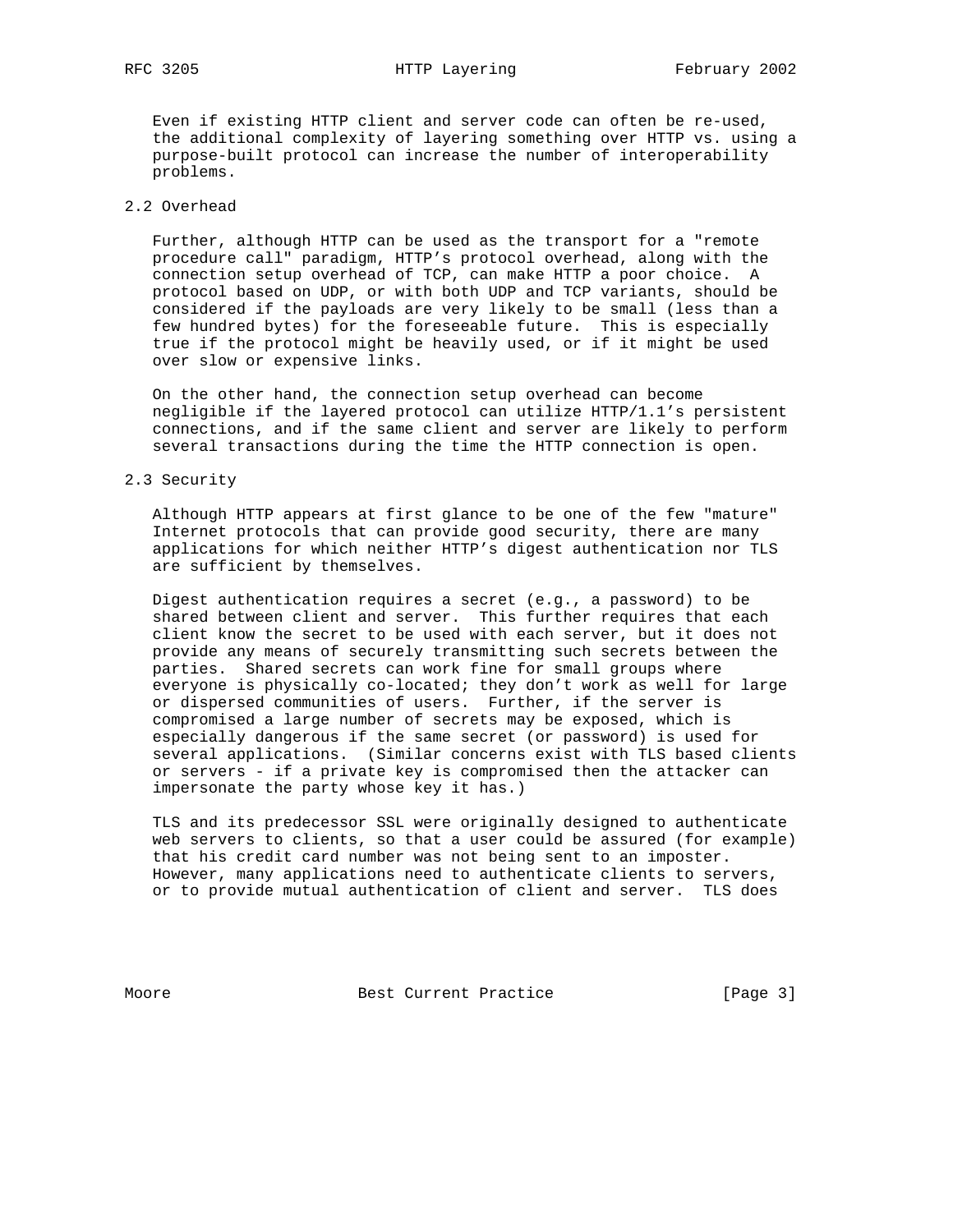Even if existing HTTP client and server code can often be re-used, the additional complexity of layering something over HTTP vs. using a purpose-built protocol can increase the number of interoperability problems.

## 2.2 Overhead

Further, although HTTP can be used as the transport for a "remote procedure call" paradigm, HTTP's protocol overhead, along with the connection setup overhead of TCP, can make HTTP a poor choice. A protocol based on UDP, or with both UDP and TCP variants, should be considered if the payloads are very likely to be small (less than a few hundred bytes) for the foreseeable future. This is especially true if the protocol might be heavily used, or if it might be used over slow or expensive links.

On the other hand, the connection setup overhead can become negligible if the layered protocol can utilize HTTP/1.1's persistent connections, and if the same client and server are likely to perform several transactions during the time the HTTP connection is open.

## 2.3 Security

Although HTTP appears at first glance to be one of the few "mature" Internet protocols that can provide good security, there are many applications for which neither HTTP's digest authentication nor TLS are sufficient by themselves.

Digest authentication requires a secret (e.g., a password) to be shared between client and server. This further requires that each client know the secret to be used with each server, but it does not provide any means of securely transmitting such secrets between the parties. Shared secrets can work fine for small groups where everyone is physically co-located; they don't work as well for large or dispersed communities of users. Further, if the server is compromised a large number of secrets may be exposed, which is especially dangerous if the same secret (or password) is used for several applications. (Similar concerns exist with TLS based clients or servers - if a private key is compromised then the attacker can impersonate the party whose key it has.)

TLS and its predecessor SSL were originally designed to authenticate web servers to clients, so that a user could be assured (for example) that his credit card number was not being sent to an imposter. However, many applications need to authenticate clients to servers, or to provide mutual authentication of client and server. TLS does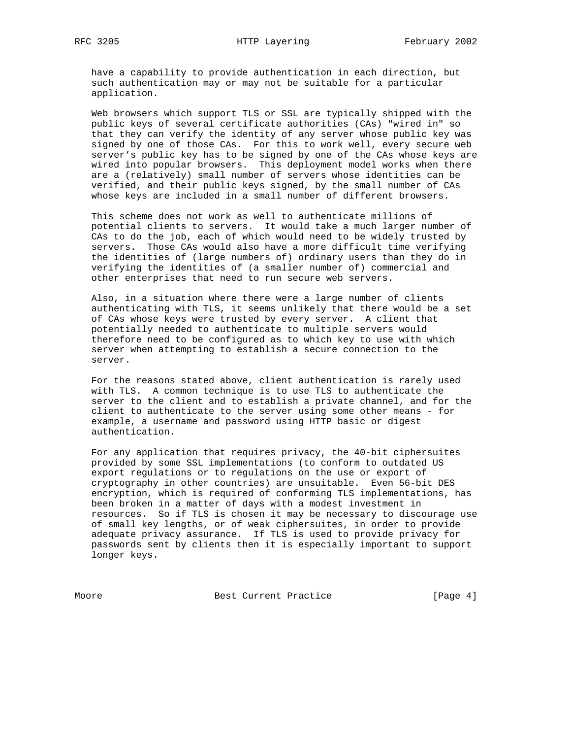have a capability to provide authentication in each direction, but such authentication may or may not be suitable for a particular application.

Web browsers which support TLS or SSL are typically shipped with the public keys of several certificate authorities (CAs) "wired in" so that they can verify the identity of any server whose public key was signed by one of those CAs. For this to work well, every secure web server's public key has to be signed by one of the CAs whose keys are wired into popular browsers. This deployment model works when there are a (relatively) small number of servers whose identities can be verified, and their public keys signed, by the small number of CAs whose keys are included in a small number of different browsers.

This scheme does not work as well to authenticate millions of potential clients to servers. It would take a much larger number of CAs to do the job, each of which would need to be widely trusted by servers. Those CAs would also have a more difficult time verifying the identities of (large numbers of) ordinary users than they do in verifying the identities of (a smaller number of) commercial and other enterprises that need to run secure web servers.

Also, in a situation where there were a large number of clients authenticating with TLS, it seems unlikely that there would be a set of CAs whose keys were trusted by every server. A client that potentially needed to authenticate to multiple servers would therefore need to be configured as to which key to use with which server when attempting to establish a secure connection to the server.

For the reasons stated above, client authentication is rarely used with TLS. A common technique is to use TLS to authenticate the server to the client and to establish a private channel, and for the client to authenticate to the server using some other means - for example, a username and password using HTTP basic or digest authentication.

For any application that requires privacy, the 40-bit ciphersuites provided by some SSL implementations (to conform to outdated US export regulations or to regulations on the use or export of cryptography in other countries) are unsuitable. Even 56-bit DES encryption, which is required of conforming TLS implementations, has been broken in a matter of days with a modest investment in resources. So if TLS is chosen it may be necessary to discourage use of small key lengths, or of weak ciphersuites, in order to provide adequate privacy assurance. If TLS is used to provide privacy for passwords sent by clients then it is especially important to support longer keys.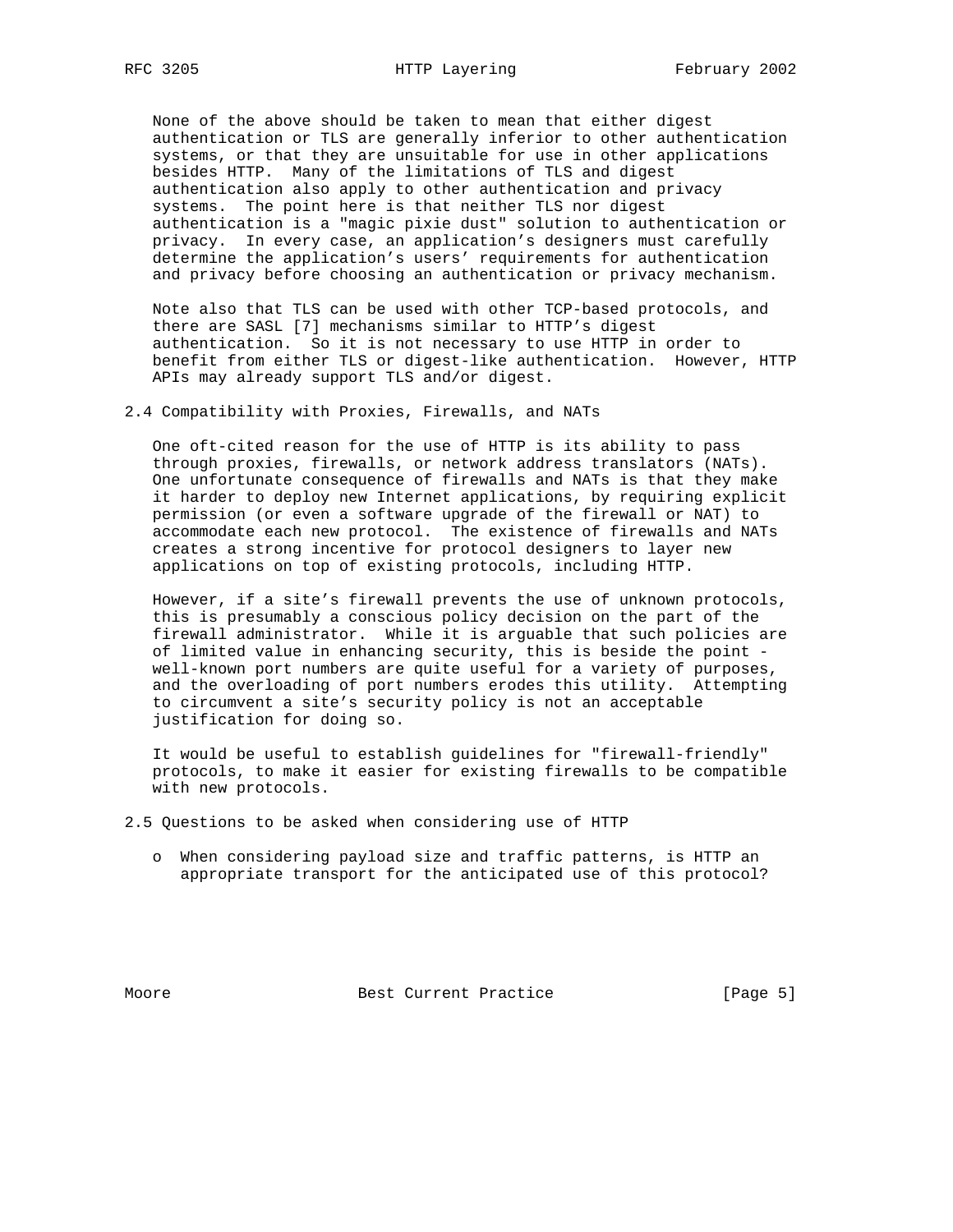None of the above should be taken to mean that either digest authentication or TLS are generally inferior to other authentication systems, or that they are unsuitable for use in other applications besides HTTP. Many of the limitations of TLS and digest authentication also apply to other authentication and privacy systems. The point here is that neither TLS nor digest authentication is a "magic pixie dust" solution to authentication or privacy. In every case, an application's designers must carefully determine the application's users' requirements for authentication and privacy before choosing an authentication or privacy mechanism.

Note also that TLS can be used with other TCP-based protocols, and there are SASL [7] mechanisms similar to HTTP's digest authentication. So it is not necessary to use HTTP in order to benefit from either TLS or digest-like authentication. However, HTTP APIs may already support TLS and/or digest.

## 2.4 Compatibility with Proxies, Firewalls, and NATs

One oft-cited reason for the use of HTTP is its ability to pass through proxies, firewalls, or network address translators (NATs). One unfortunate consequence of firewalls and NATs is that they make it harder to deploy new Internet applications, by requiring explicit permission (or even a software upgrade of the firewall or NAT) to accommodate each new protocol. The existence of firewalls and NATs creates a strong incentive for protocol designers to layer new applications on top of existing protocols, including HTTP.

However, if a site's firewall prevents the use of unknown protocols, this is presumably a conscious policy decision on the part of the firewall administrator. While it is arguable that such policies are of limited value in enhancing security, this is beside the point - well-known port numbers are quite useful for a variety of purposes, and the overloading of port numbers erodes this utility. Attempting to circumvent a site's security policy is not an acceptable justification for doing so.

It would be useful to establish guidelines for "firewall-friendly" protocols, to make it easier for existing firewalls to be compatible with new protocols.

## 2.5 Questions to be asked when considering use of HTTP

- When considering payload size and traffic patterns, is HTTP an appropriate transport for the anticipated use of this protocol?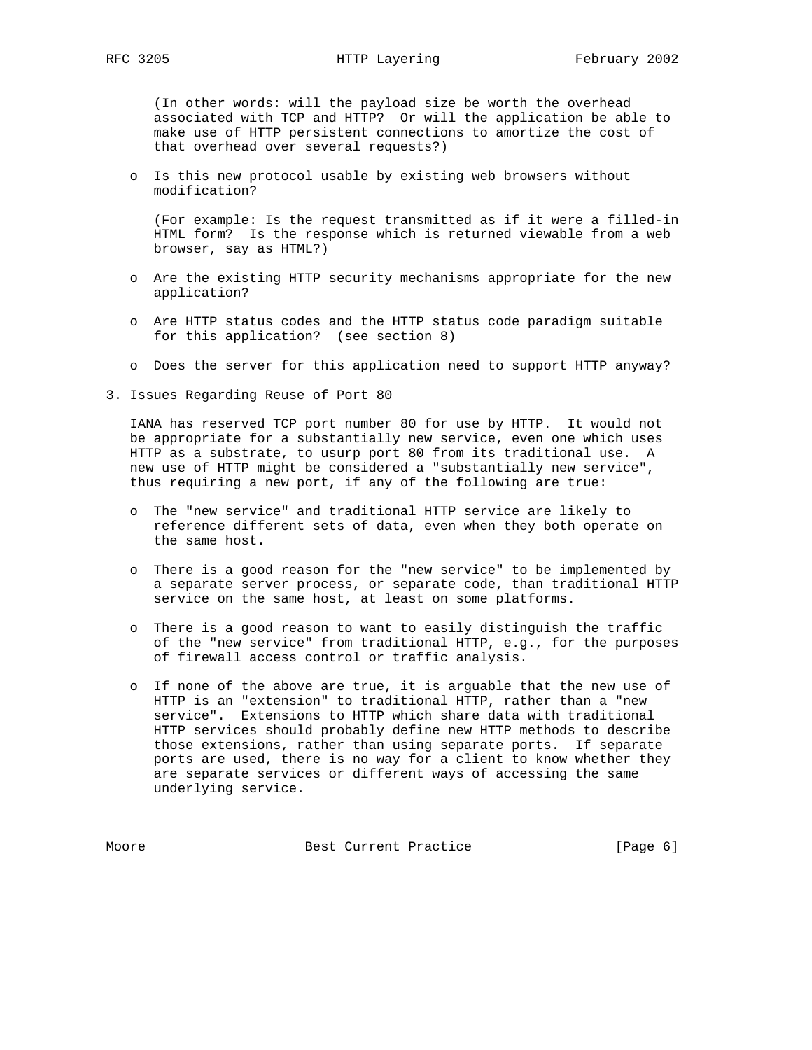(In other words: will the payload size be worth the overhead associated with TCP and HTTP? Or will the application be able to make use of HTTP persistent connections to amortize the cost of that overhead over several requests?)

- Is this new protocol usable by existing web browsers without modification?

  (For example: Is the request transmitted as if it were a filled-in HTML form? Is the response which is returned viewable from a web browser, say as HTML?)

- Are the existing HTTP security mechanisms appropriate for the new application?

- Are HTTP status codes and the HTTP status code paradigm suitable for this application? (see section 8)

- Does the server for this application need to support HTTP anyway?

## 3. Issues Regarding Reuse of Port 80

IANA has reserved TCP port number 80 for use by HTTP. It would not be appropriate for a substantially new service, even one which uses HTTP as a substrate, to usurp port 80 from its traditional use. A new use of HTTP might be considered a "substantially new service", thus requiring a new port, if any of the following are true:

- The "new service" and traditional HTTP service are likely to reference different sets of data, even when they both operate on the same host.

- There is a good reason for the "new service" to be implemented by a separate server process, or separate code, than traditional HTTP service on the same host, at least on some platforms.

- There is a good reason to want to easily distinguish the traffic of the "new service" from traditional HTTP, e.g., for the purposes of firewall access control or traffic analysis.

- If none of the above are true, it is arguable that the new use of HTTP is an "extension" to traditional HTTP, rather than a "new service". Extensions to HTTP which share data with traditional HTTP services should probably define new HTTP methods to describe those extensions, rather than using separate ports. If separate ports are used, there is no way for a client to know whether they are separate services or different ways of accessing the same underlying service.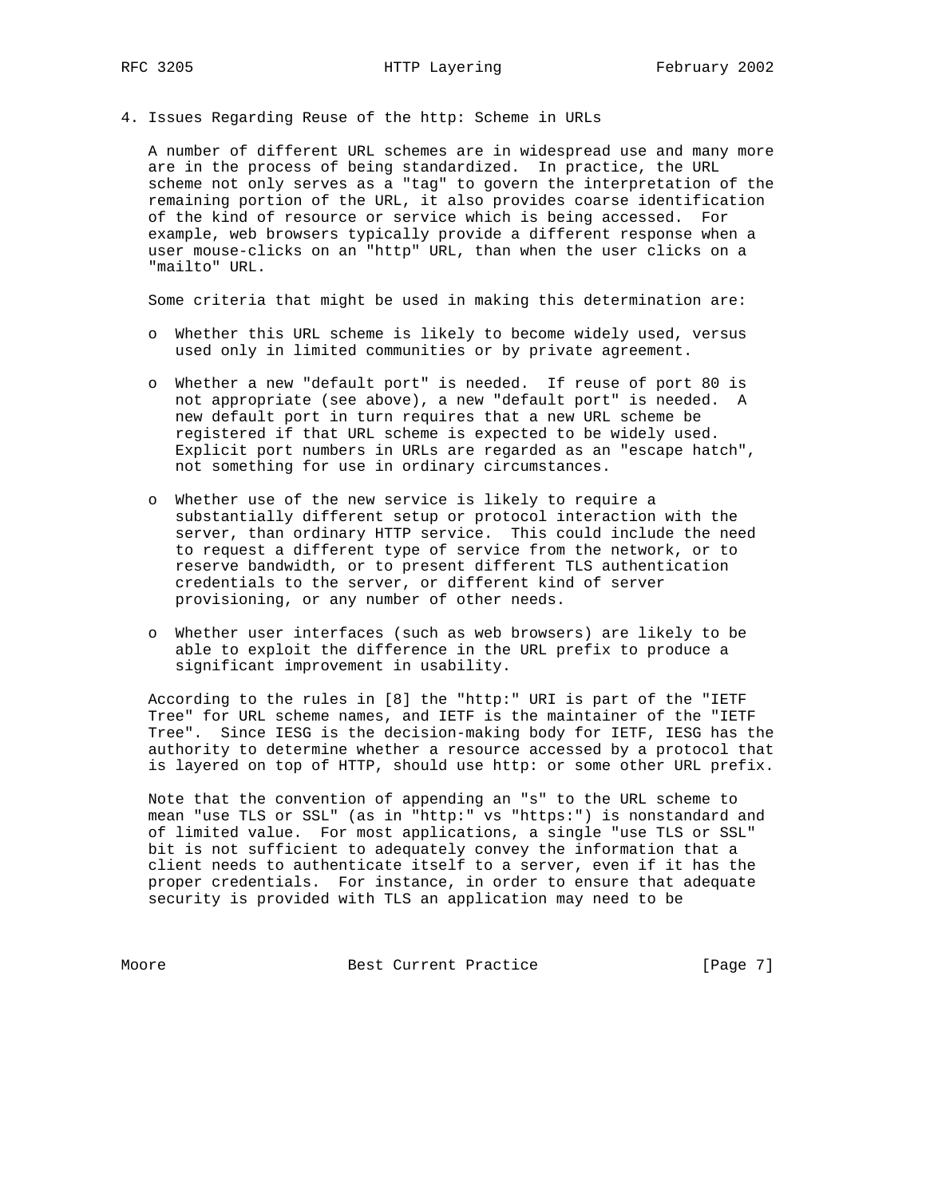## 4. Issues Regarding Reuse of the http: Scheme in URLs

A number of different URL schemes are in widespread use and many more are in the process of being standardized. In practice, the URL scheme not only serves as a "tag" to govern the interpretation of the remaining portion of the URL, it also provides coarse identification of the kind of resource or service which is being accessed. For example, web browsers typically provide a different response when a user mouse-clicks on an "http" URL, than when the user clicks on a "mailto" URL.

Some criteria that might be used in making this determination are:

- Whether this URL scheme is likely to become widely used, versus used only in limited communities or by private agreement.
- Whether a new "default port" is needed. If reuse of port 80 is not appropriate (see above), a new "default port" is needed. A new default port in turn requires that a new URL scheme be registered if that URL scheme is expected to be widely used. Explicit port numbers in URLs are regarded as an "escape hatch", not something for use in ordinary circumstances.
- Whether use of the new service is likely to require a substantially different setup or protocol interaction with the server, than ordinary HTTP service. This could include the need to request a different type of service from the network, or to reserve bandwidth, or to present different TLS authentication credentials to the server, or different kind of server provisioning, or any number of other needs.
- Whether user interfaces (such as web browsers) are likely to be able to exploit the difference in the URL prefix to produce a significant improvement in usability.

According to the rules in [8] the "http:" URI is part of the "IETF Tree" for URL scheme names, and IETF is the maintainer of the "IETF Tree". Since IESG is the decision-making body for IETF, IESG has the authority to determine whether a resource accessed by a protocol that is layered on top of HTTP, should use http: or some other URL prefix.

Note that the convention of appending an "s" to the URL scheme to mean "use TLS or SSL" (as in "http:" vs "https:") is nonstandard and of limited value. For most applications, a single "use TLS or SSL" bit is not sufficient to adequately convey the information that a client needs to authenticate itself to a server, even if it has the proper credentials. For instance, in order to ensure that adequate security is provided with TLS an application may need to be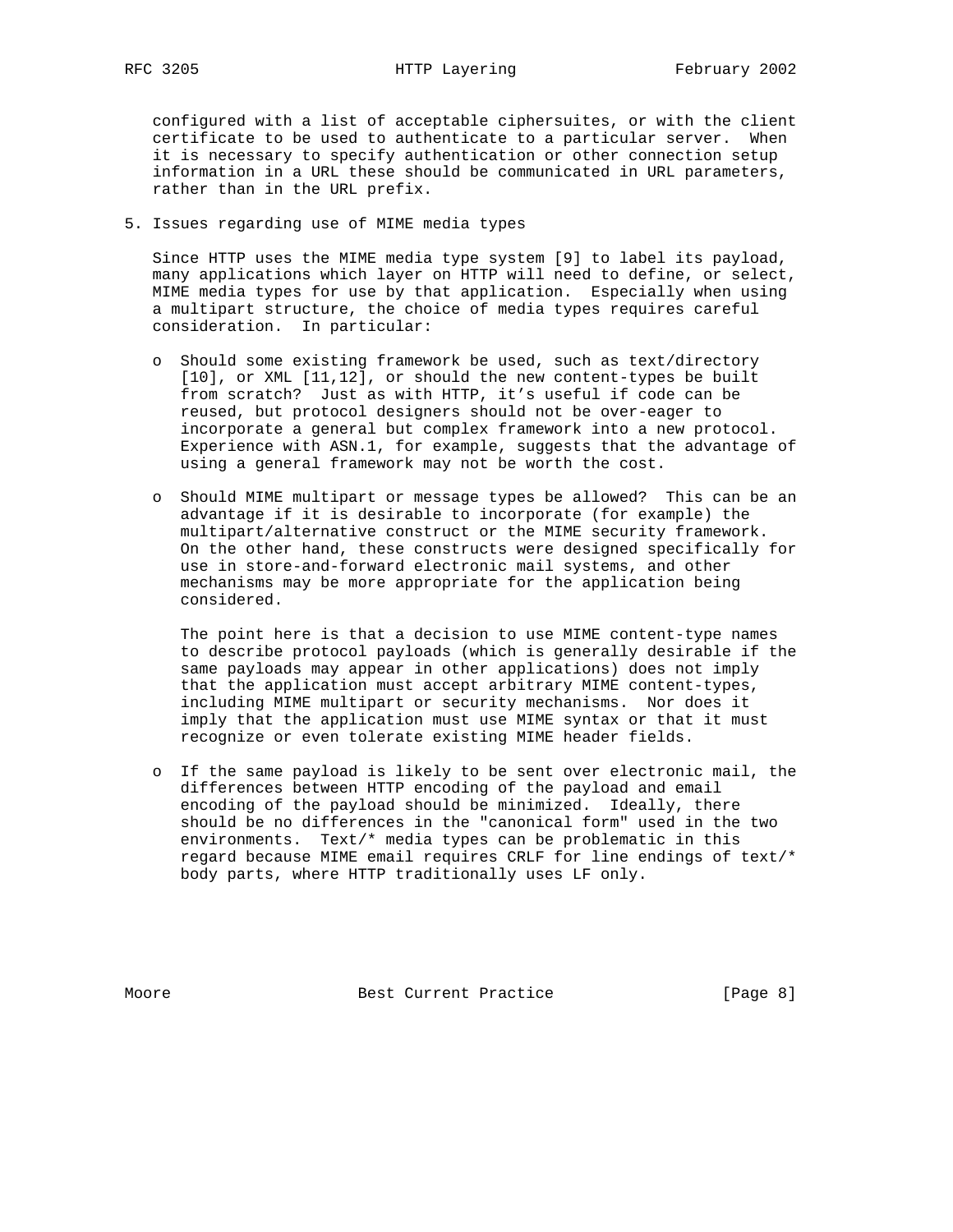configured with a list of acceptable ciphersuites, or with the client certificate to be used to authenticate to a particular server. When it is necessary to specify authentication or other connection setup information in a URL these should be communicated in URL parameters, rather than in the URL prefix.

## 5. Issues regarding use of MIME media types

Since HTTP uses the MIME media type system [9] to label its payload, many applications which layer on HTTP will need to define, or select, MIME media types for use by that application. Especially when using a multipart structure, the choice of media types requires careful consideration. In particular:

- Should some existing framework be used, such as text/directory [10], or XML [11,12], or should the new content-types be built from scratch? Just as with HTTP, it's useful if code can be reused, but protocol designers should not be over-eager to incorporate a general but complex framework into a new protocol. Experience with ASN.1, for example, suggests that the advantage of using a general framework may not be worth the cost.

- Should MIME multipart or message types be allowed? This can be an advantage if it is desirable to incorporate (for example) the multipart/alternative construct or the MIME security framework. On the other hand, these constructs were designed specifically for use in store-and-forward electronic mail systems, and other mechanisms may be more appropriate for the application being considered.

  The point here is that a decision to use MIME content-type names to describe protocol payloads (which is generally desirable if the same payloads may appear in other applications) does not imply that the application must accept arbitrary MIME content-types, including MIME multipart or security mechanisms. Nor does it imply that the application must use MIME syntax or that it must recognize or even tolerate existing MIME header fields.

- If the same payload is likely to be sent over electronic mail, the differences between HTTP encoding of the payload and email encoding of the payload should be minimized. Ideally, there should be no differences in the "canonical form" used in the two environments. Text/* media types can be problematic in this regard because MIME email requires CRLF for line endings of text/* body parts, where HTTP traditionally uses LF only.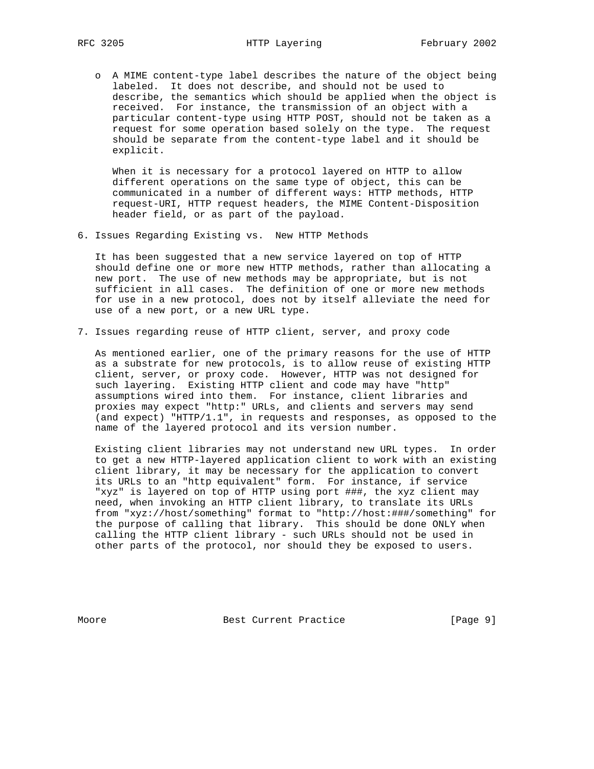- A MIME content-type label describes the nature of the object being labeled. It does not describe, and should not be used to describe, the semantics which should be applied when the object is received. For instance, the transmission of an object with a particular content-type using HTTP POST, should not be taken as a request for some operation based solely on the type. The request should be separate from the content-type label and it should be explicit.

  When it is necessary for a protocol layered on HTTP to allow different operations on the same type of object, this can be communicated in a number of different ways: HTTP methods, HTTP request-URI, HTTP request headers, the MIME Content-Disposition header field, or as part of the payload.

## 6. Issues Regarding Existing vs. New HTTP Methods

It has been suggested that a new service layered on top of HTTP should define one or more new HTTP methods, rather than allocating a new port. The use of new methods may be appropriate, but is not sufficient in all cases. The definition of one or more new methods for use in a new protocol, does not by itself alleviate the need for use of a new port, or a new URL type.

## 7. Issues regarding reuse of HTTP client, server, and proxy code

As mentioned earlier, one of the primary reasons for the use of HTTP as a substrate for new protocols, is to allow reuse of existing HTTP client, server, or proxy code. However, HTTP was not designed for such layering. Existing HTTP client and code may have "http" assumptions wired into them. For instance, client libraries and proxies may expect "http:" URLs, and clients and servers may send (and expect) "HTTP/1.1", in requests and responses, as opposed to the name of the layered protocol and its version number.

Existing client libraries may not understand new URL types. In order to get a new HTTP-layered application client to work with an existing client library, it may be necessary for the application to convert its URLs to an "http equivalent" form. For instance, if service "xyz" is layered on top of HTTP using port ###, the xyz client may need, when invoking an HTTP client library, to translate its URLs from "xyz://host/something" format to "http://host:###/something" for the purpose of calling that library. This should be done ONLY when calling the HTTP client library - such URLs should not be used in other parts of the protocol, nor should they be exposed to users.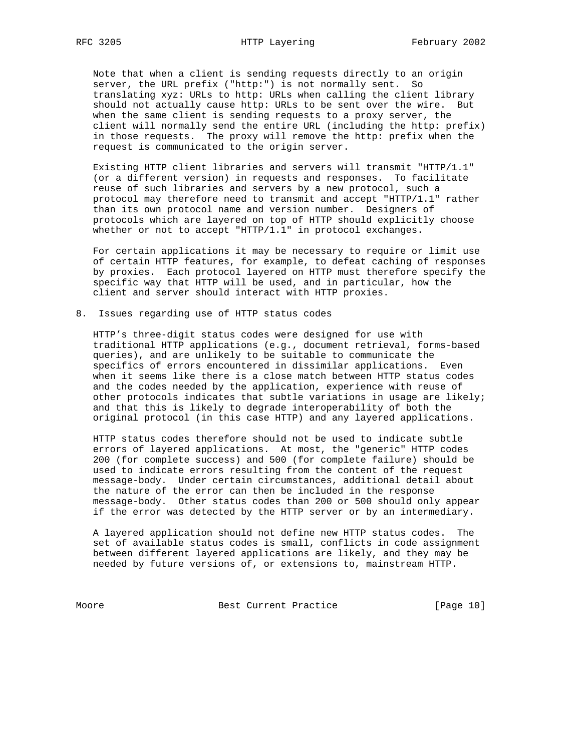Note that when a client is sending requests directly to an origin server, the URL prefix ("http:") is not normally sent. So translating xyz: URLs to http: URLs when calling the client library should not actually cause http: URLs to be sent over the wire. But when the same client is sending requests to a proxy server, the client will normally send the entire URL (including the http: prefix) in those requests. The proxy will remove the http: prefix when the request is communicated to the origin server.

Existing HTTP client libraries and servers will transmit "HTTP/1.1" (or a different version) in requests and responses. To facilitate reuse of such libraries and servers by a new protocol, such a protocol may therefore need to transmit and accept "HTTP/1.1" rather than its own protocol name and version number. Designers of protocols which are layered on top of HTTP should explicitly choose whether or not to accept "HTTP/1.1" in protocol exchanges.

For certain applications it may be necessary to require or limit use of certain HTTP features, for example, to defeat caching of responses by proxies. Each protocol layered on HTTP must therefore specify the specific way that HTTP will be used, and in particular, how the client and server should interact with HTTP proxies.

## 8. Issues regarding use of HTTP status codes

HTTP's three-digit status codes were designed for use with traditional HTTP applications (e.g., document retrieval, forms-based queries), and are unlikely to be suitable to communicate the specifics of errors encountered in dissimilar applications. Even when it seems like there is a close match between HTTP status codes and the codes needed by the application, experience with reuse of other protocols indicates that subtle variations in usage are likely; and that this is likely to degrade interoperability of both the original protocol (in this case HTTP) and any layered applications.

HTTP status codes therefore should not be used to indicate subtle errors of layered applications. At most, the "generic" HTTP codes 200 (for complete success) and 500 (for complete failure) should be used to indicate errors resulting from the content of the request message-body. Under certain circumstances, additional detail about the nature of the error can then be included in the response message-body. Other status codes than 200 or 500 should only appear if the error was detected by the HTTP server or by an intermediary.

A layered application should not define new HTTP status codes. The set of available status codes is small, conflicts in code assignment between different layered applications are likely, and they may be needed by future versions of, or extensions to, mainstream HTTP.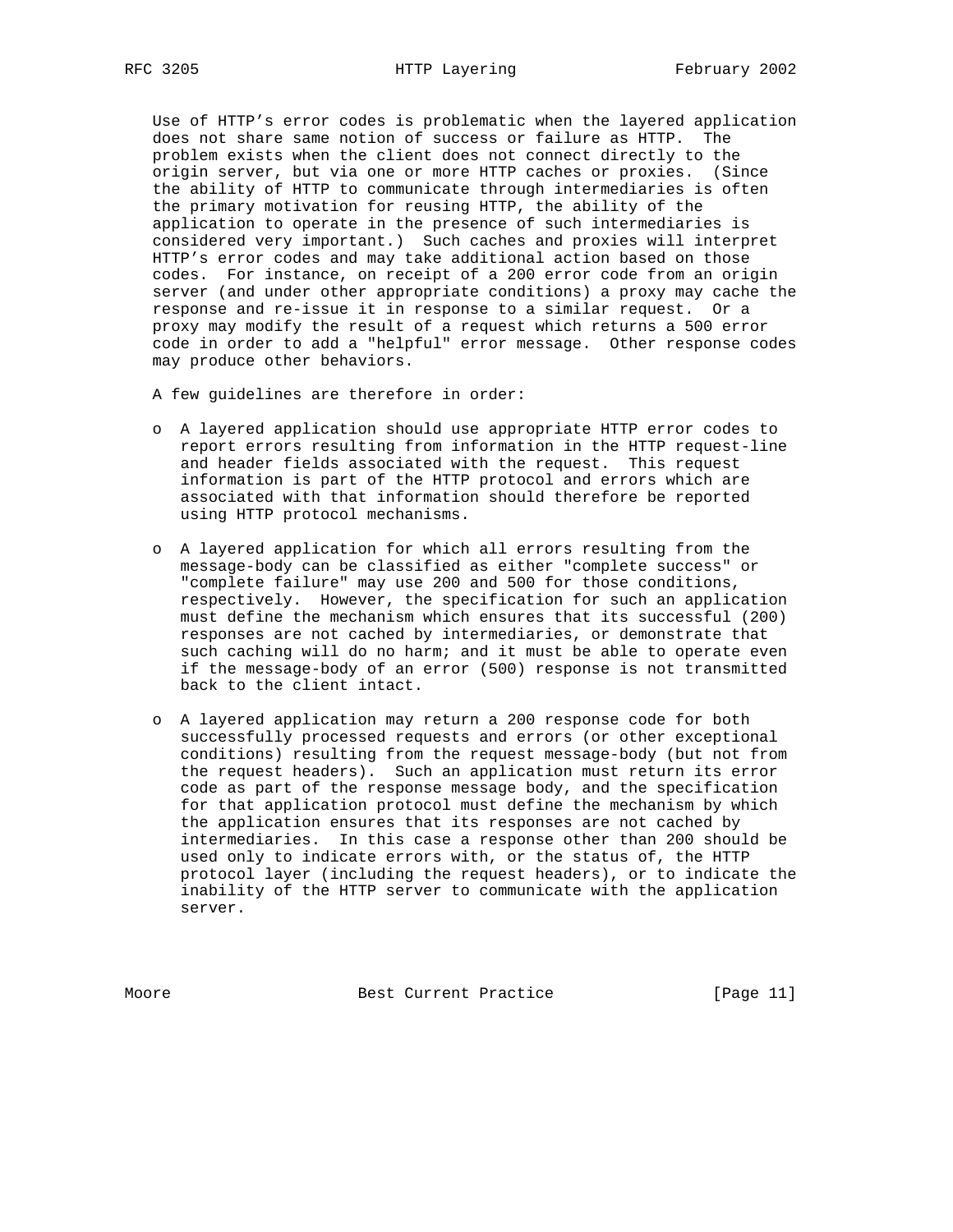Use of HTTP's error codes is problematic when the layered application does not share same notion of success or failure as HTTP. The problem exists when the client does not connect directly to the origin server, but via one or more HTTP caches or proxies. (Since the ability of HTTP to communicate through intermediaries is often the primary motivation for reusing HTTP, the ability of the application to operate in the presence of such intermediaries is considered very important.) Such caches and proxies will interpret HTTP's error codes and may take additional action based on those codes. For instance, on receipt of a 200 error code from an origin server (and under other appropriate conditions) a proxy may cache the response and re-issue it in response to a similar request. Or a proxy may modify the result of a request which returns a 500 error code in order to add a "helpful" error message. Other response codes may produce other behaviors.

A few guidelines are therefore in order:

- A layered application should use appropriate HTTP error codes to report errors resulting from information in the HTTP request-line and header fields associated with the request. This request information is part of the HTTP protocol and errors which are associated with that information should therefore be reported using HTTP protocol mechanisms.

- A layered application for which all errors resulting from the message-body can be classified as either "complete success" or "complete failure" may use 200 and 500 for those conditions, respectively. However, the specification for such an application must define the mechanism which ensures that its successful (200) responses are not cached by intermediaries, or demonstrate that such caching will do no harm; and it must be able to operate even if the message-body of an error (500) response is not transmitted back to the client intact.

- A layered application may return a 200 response code for both successfully processed requests and errors (or other exceptional conditions) resulting from the request message-body (but not from the request headers). Such an application must return its error code as part of the response message body, and the specification for that application protocol must define the mechanism by which the application ensures that its responses are not cached by intermediaries. In this case a response other than 200 should be used only to indicate errors with, or the status of, the HTTP protocol layer (including the request headers), or to indicate the inability of the HTTP server to communicate with the application server.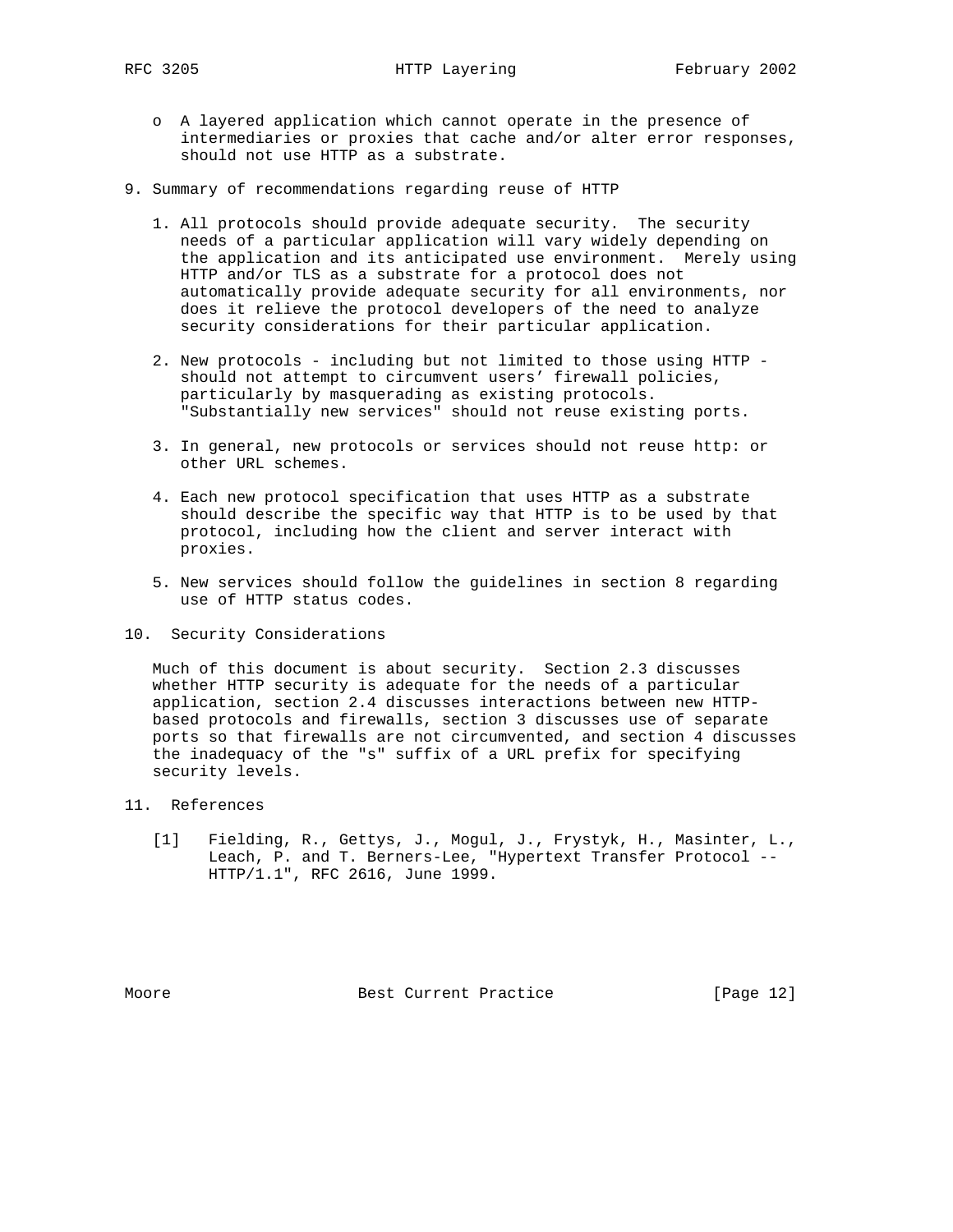- A layered application which cannot operate in the presence of intermediaries or proxies that cache and/or alter error responses, should not use HTTP as a substrate.

## 9. Summary of recommendations regarding reuse of HTTP

1. All protocols should provide adequate security. The security needs of a particular application will vary widely depending on the application and its anticipated use environment. Merely using HTTP and/or TLS as a substrate for a protocol does not automatically provide adequate security for all environments, nor does it relieve the protocol developers of the need to analyze security considerations for their particular application.

2. New protocols - including but not limited to those using HTTP - should not attempt to circumvent users' firewall policies, particularly by masquerading as existing protocols. "Substantially new services" should not reuse existing ports.

3. In general, new protocols or services should not reuse http: or other URL schemes.

4. Each new protocol specification that uses HTTP as a substrate should describe the specific way that HTTP is to be used by that protocol, including how the client and server interact with proxies.

5. New services should follow the guidelines in section 8 regarding use of HTTP status codes.

## 10. Security Considerations

Much of this document is about security. Section 2.3 discusses whether HTTP security is adequate for the needs of a particular application, section 2.4 discusses interactions between new HTTP-based protocols and firewalls, section 3 discusses use of separate ports so that firewalls are not circumvented, and section 4 discusses the inadequacy of the "s" suffix of a URL prefix for specifying security levels.

## 11. References

[1] Fielding, R., Gettys, J., Mogul, J., Frystyk, H., Masinter, L., Leach, P. and T. Berners-Lee, "Hypertext Transfer Protocol -- HTTP/1.1", RFC 2616, June 1999.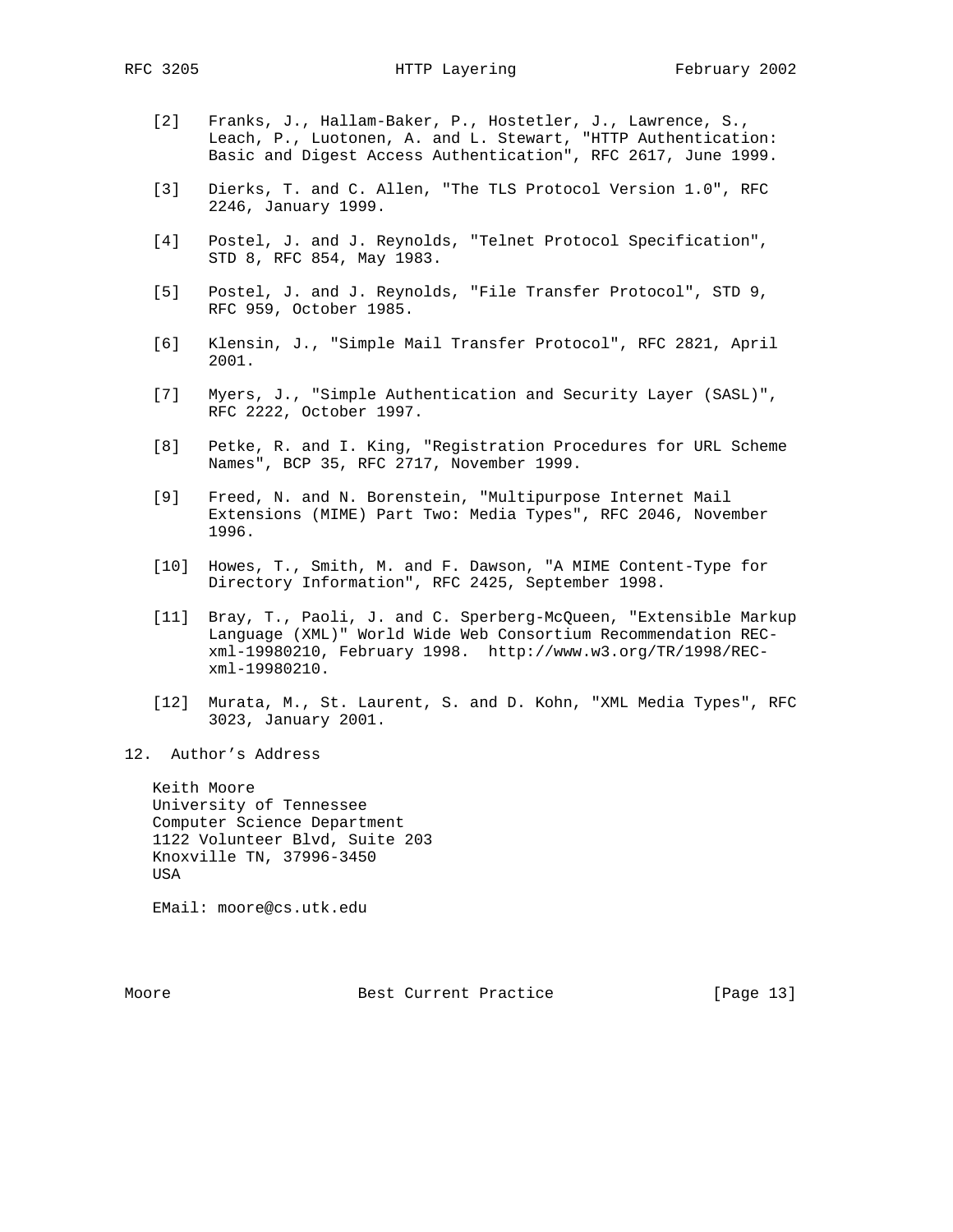[2] Franks, J., Hallam-Baker, P., Hostetler, J., Lawrence, S., Leach, P., Luotonen, A. and L. Stewart, "HTTP Authentication: Basic and Digest Access Authentication", RFC 2617, June 1999.

[3] Dierks, T. and C. Allen, "The TLS Protocol Version 1.0", RFC 2246, January 1999.

[4] Postel, J. and J. Reynolds, "Telnet Protocol Specification", STD 8, RFC 854, May 1983.

[5] Postel, J. and J. Reynolds, "File Transfer Protocol", STD 9, RFC 959, October 1985.

[6] Klensin, J., "Simple Mail Transfer Protocol", RFC 2821, April 2001.

[7] Myers, J., "Simple Authentication and Security Layer (SASL)", RFC 2222, October 1997.

[8] Petke, R. and I. King, "Registration Procedures for URL Scheme Names", BCP 35, RFC 2717, November 1999.

[9] Freed, N. and N. Borenstein, "Multipurpose Internet Mail Extensions (MIME) Part Two: Media Types", RFC 2046, November 1996.

[10] Howes, T., Smith, M. and F. Dawson, "A MIME Content-Type for Directory Information", RFC 2425, September 1998.

[11] Bray, T., Paoli, J. and C. Sperberg-McQueen, "Extensible Markup Language (XML)" World Wide Web Consortium Recommendation REC-xml-19980210, February 1998. http://www.w3.org/TR/1998/REC-xml-19980210.

[12] Murata, M., St. Laurent, S. and D. Kohn, "XML Media Types", RFC 3023, January 2001.

## 12. Author's Address

Keith Moore
University of Tennessee
Computer Science Department
1122 Volunteer Blvd, Suite 203
Knoxville TN, 37996-3450
USA

EMail: moore@cs.utk.edu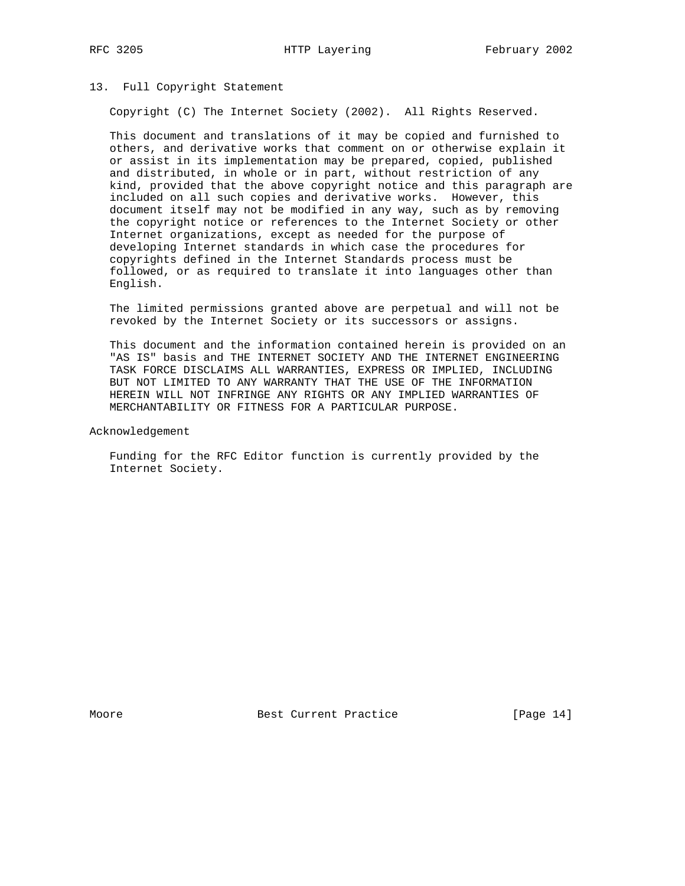## 13. Full Copyright Statement

Copyright (C) The Internet Society (2002). All Rights Reserved.

This document and translations of it may be copied and furnished to others, and derivative works that comment on or otherwise explain it or assist in its implementation may be prepared, copied, published and distributed, in whole or in part, without restriction of any kind, provided that the above copyright notice and this paragraph are included on all such copies and derivative works. However, this document itself may not be modified in any way, such as by removing the copyright notice or references to the Internet Society or other Internet organizations, except as needed for the purpose of developing Internet standards in which case the procedures for copyrights defined in the Internet Standards process must be followed, or as required to translate it into languages other than English.

The limited permissions granted above are perpetual and will not be revoked by the Internet Society or its successors or assigns.

This document and the information contained herein is provided on an "AS IS" basis and THE INTERNET SOCIETY AND THE INTERNET ENGINEERING TASK FORCE DISCLAIMS ALL WARRANTIES, EXPRESS OR IMPLIED, INCLUDING BUT NOT LIMITED TO ANY WARRANTY THAT THE USE OF THE INFORMATION HEREIN WILL NOT INFRINGE ANY RIGHTS OR ANY IMPLIED WARRANTIES OF MERCHANTABILITY OR FITNESS FOR A PARTICULAR PURPOSE.

## Acknowledgement

Funding for the RFC Editor function is currently provided by the Internet Society.